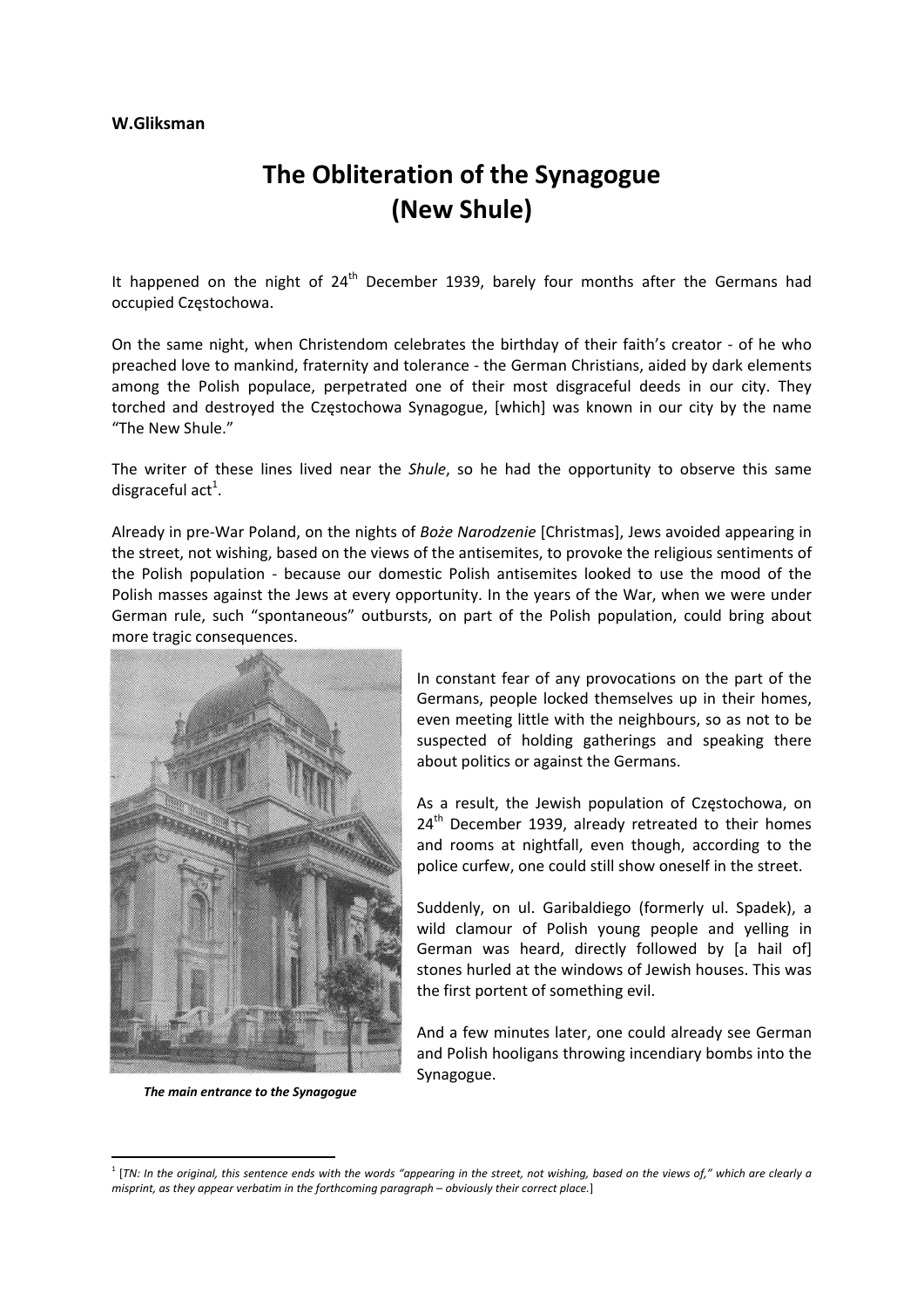**W.Gliksman**

# The Obliteration of the Synagogue (New Shule)

It happened on the night of 24th December 1939, barely four months after the Germans had occupied Częstochowa.

On the same night, when Christendom celebrates the birthday of their faith's creator - of he who preached love to mankind, fraternity and tolerance - the German Christians, aided by dark elements among the Polish populace, perpetrated one of their most disgraceful deeds in our city. They torched and destroyed the Częstochowa Synagogue, [which] was known in our city by the name "The New Shule."

The writer of these lines lived near the *Shule*, so he had the opportunity to observe this same disgraceful act[1].

Already in pre-War Poland, on the nights of *Boże Narodzenie* [Christmas], Jews avoided appearing in the street, not wishing, based on the views of the antisemites, to provoke the religious sentiments of the Polish population - because our domestic Polish antisemites looked to use the mood of the Polish masses against the Jews at every opportunity. In the years of the War, when we were under German rule, such "spontaneous" outbursts, on part of the Polish population, could bring about more tragic consequences.

*The main entrance to the Synagogue*

In constant fear of any provocations on the part of the Germans, people locked themselves up in their homes, even meeting little with the neighbours, so as not to be suspected of holding gatherings and speaking there about politics or against the Germans.

As a result, the Jewish population of Częstochowa, on 24th December 1939, already retreated to their homes and rooms at nightfall, even though, according to the police curfew, one could still show oneself in the street.

Suddenly, on ul. Garibaldiego (formerly ul. Spadek), a wild clamour of Polish young people and yelling in German was heard, directly followed by [a hail of] stones hurled at the windows of Jewish houses. This was the first portent of something evil.

And a few minutes later, one could already see German and Polish hooligans throwing incendiary bombs into the Synagogue.

---

[1] [*TN: In the original, this sentence ends with the words "appearing in the street, not wishing, based on the views of," which are clearly a misprint, as they appear verbatim in the forthcoming paragraph – obviously their correct place.*]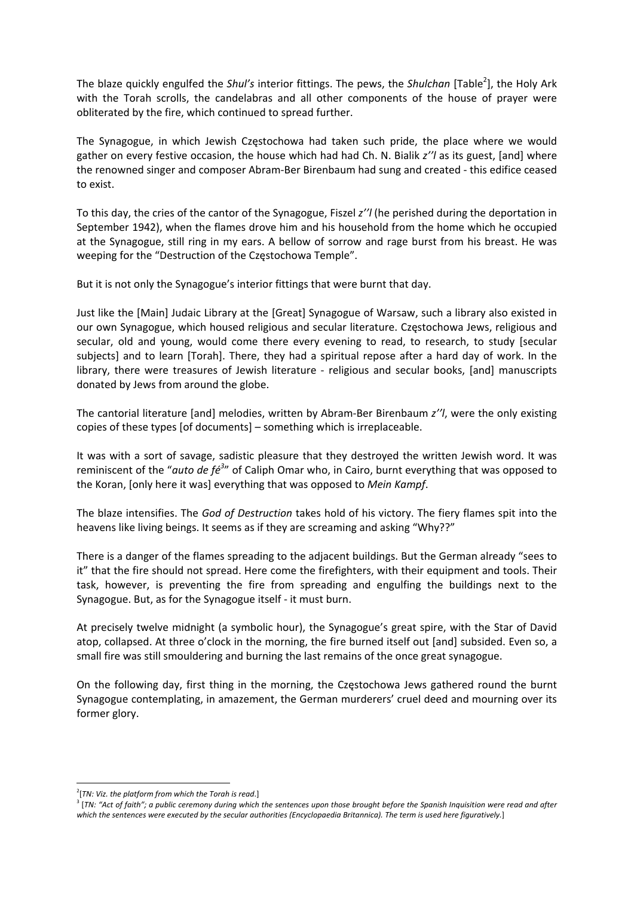The blaze quickly engulfed the *Shul's* interior fittings. The pews, the *Shulchan* [Table[2]], the Holy Ark with the Torah scrolls, the candelabras and all other components of the house of prayer were obliterated by the fire, which continued to spread further.

The Synagogue, in which Jewish Częstochowa had taken such pride, the place where we would gather on every festive occasion, the house which had had Ch. N. Bialik *z''l* as its guest, [and] where the renowned singer and composer Abram-Ber Birenbaum had sung and created - this edifice ceased to exist.

To this day, the cries of the cantor of the Synagogue, Fiszel *z''l* (he perished during the deportation in September 1942), when the flames drove him and his household from the home which he occupied at the Synagogue, still ring in my ears. A bellow of sorrow and rage burst from his breast. He was weeping for the "Destruction of the Częstochowa Temple".

But it is not only the Synagogue's interior fittings that were burnt that day.

Just like the [Main] Judaic Library at the [Great] Synagogue of Warsaw, such a library also existed in our own Synagogue, which housed religious and secular literature. Częstochowa Jews, religious and secular, old and young, would come there every evening to read, to research, to study [secular subjects] and to learn [Torah]. There, they had a spiritual repose after a hard day of work. In the library, there were treasures of Jewish literature - religious and secular books, [and] manuscripts donated by Jews from around the globe.

The cantorial literature [and] melodies, written by Abram-Ber Birenbaum *z''l*, were the only existing copies of these types [of documents] – something which is irreplaceable.

It was with a sort of savage, sadistic pleasure that they destroyed the written Jewish word. It was reminiscent of the "*auto de fé*[3]" of Caliph Omar who, in Cairo, burnt everything that was opposed to the Koran, [only here it was] everything that was opposed to *Mein Kampf*.

The blaze intensifies. The *God of Destruction* takes hold of his victory. The fiery flames spit into the heavens like living beings. It seems as if they are screaming and asking "Why??"

There is a danger of the flames spreading to the adjacent buildings. But the German already "sees to it" that the fire should not spread. Here come the firefighters, with their equipment and tools. Their task, however, is preventing the fire from spreading and engulfing the buildings next to the Synagogue. But, as for the Synagogue itself - it must burn.

At precisely twelve midnight (a symbolic hour), the Synagogue's great spire, with the Star of David atop, collapsed. At three o'clock in the morning, the fire burned itself out [and] subsided. Even so, a small fire was still smouldering and burning the last remains of the once great synagogue.

On the following day, first thing in the morning, the Częstochowa Jews gathered round the burnt Synagogue contemplating, in amazement, the German murderers' cruel deed and mourning over its former glory.

---

[2] [*TN: Viz. the platform from which the Torah is read.*]

[3] [*TN: "Act of faith"; a public ceremony during which the sentences upon those brought before the Spanish Inquisition were read and after which the sentences were executed by the secular authorities (Encyclopaedia Britannica). The term is used here figuratively.*]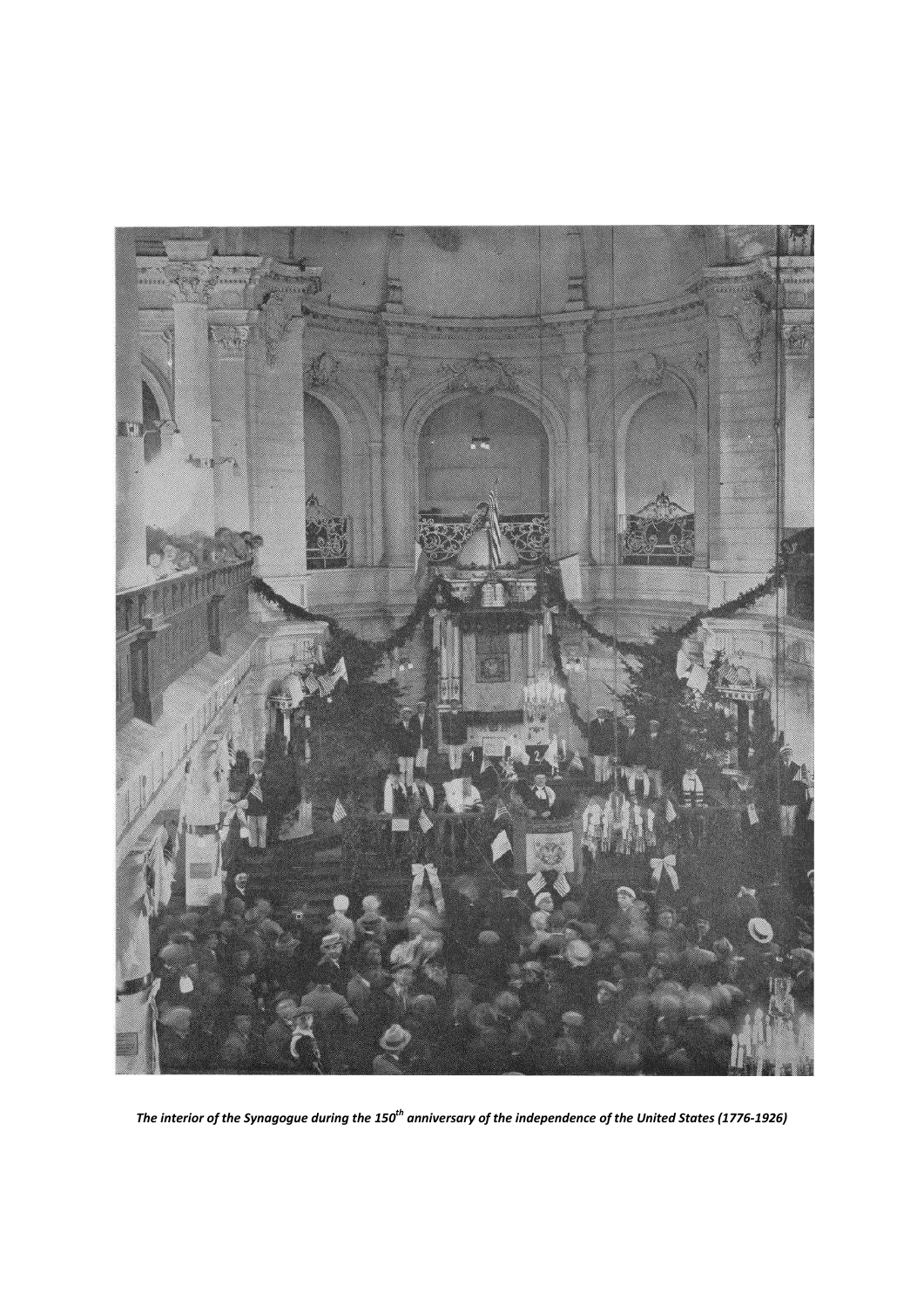*The interior of the Synagogue during the 150th anniversary of the independence of the United States (1776-1926)*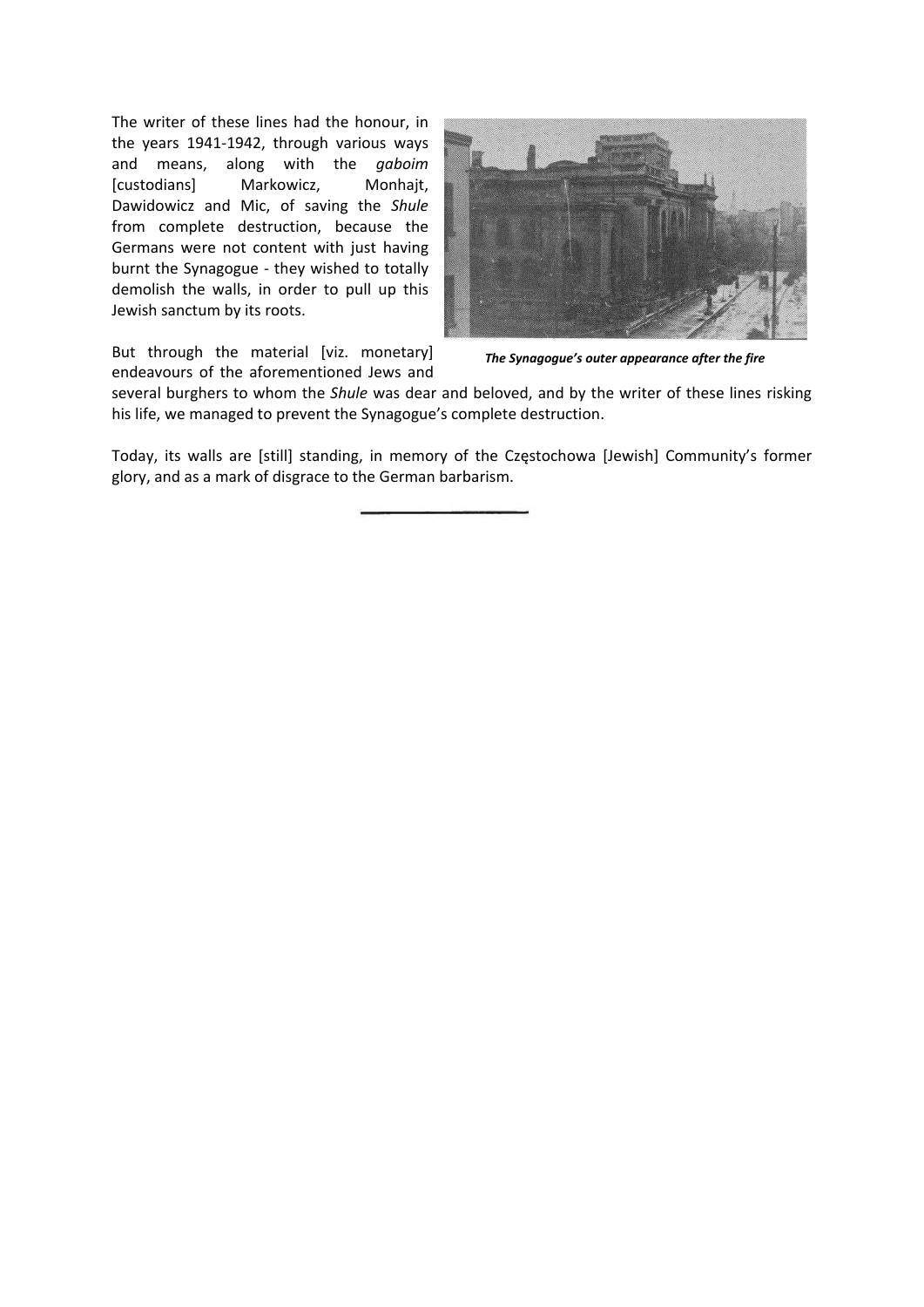The writer of these lines had the honour, in the years 1941-1942, through various ways and means, along with the *gaboim* [custodians] Markowicz, Monhajt, Dawidowicz and Mic, of saving the *Shule* from complete destruction, because the Germans were not content with just having burnt the Synagogue - they wished to totally demolish the walls, in order to pull up this Jewish sanctum by its roots.

***The Synagogue's outer appearance after the fire***

But through the material [viz. monetary] endeavours of the aforementioned Jews and several burghers to whom the *Shule* was dear and beloved, and by the writer of these lines risking his life, we managed to prevent the Synagogue's complete destruction.

Today, its walls are [still] standing, in memory of the Częstochowa [Jewish] Community's former glory, and as a mark of disgrace to the German barbarism.

---